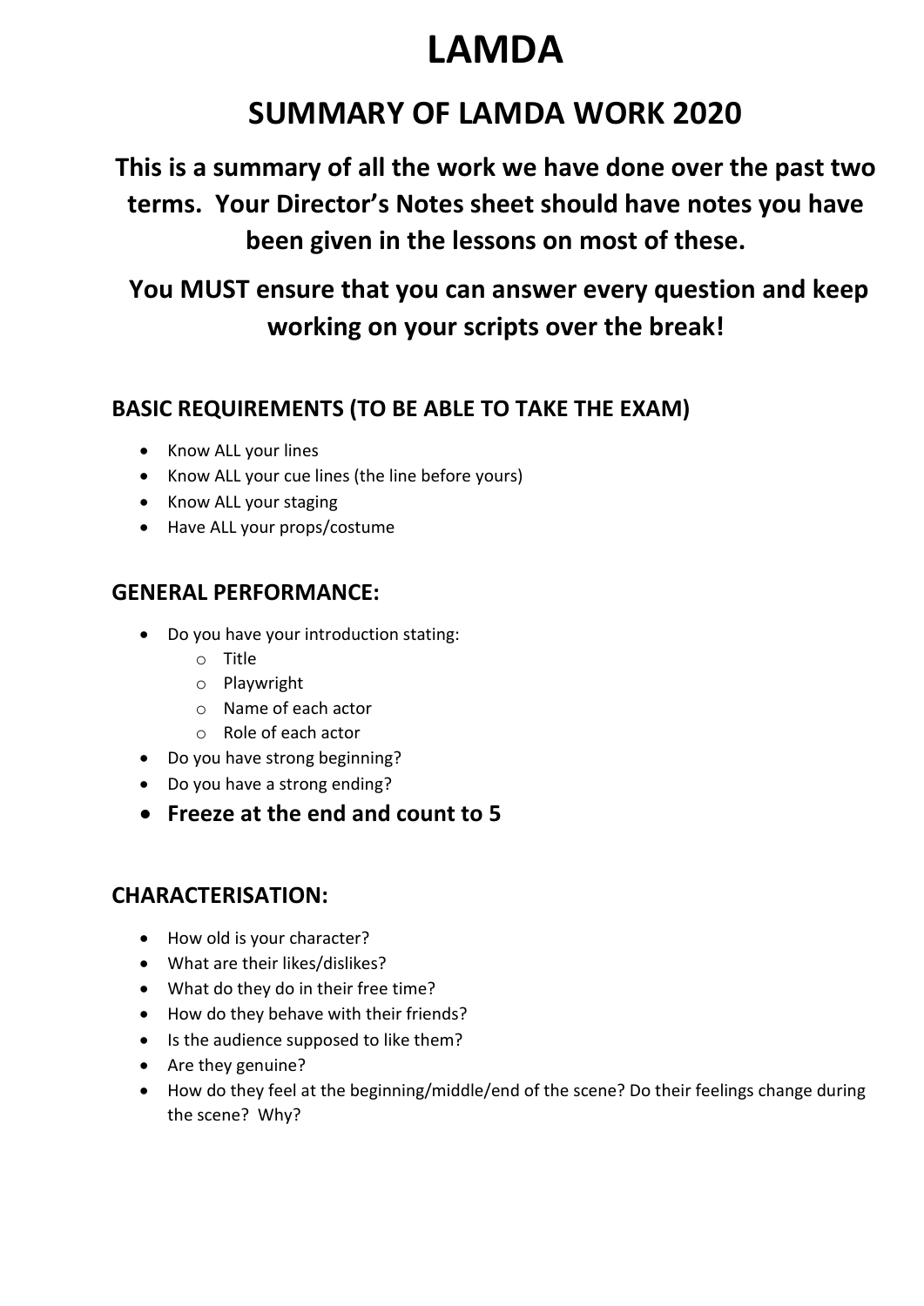# LAMDA

## SUMMARY OF LAMDA WORK 2020

**This is a summary of all the work we have done over the past two terms. Your Director's Notes sheet should have notes you have been given in the lessons on most of these.**

**You MUST ensure that you can answer every question and keep working on your scripts over the break!**

### BASIC REQUIREMENTS (TO BE ABLE TO TAKE THE EXAM)

- Know ALL your lines
- Know ALL your cue lines (the line before yours)
- Know ALL your staging
- Have ALL your props/costume

### GENERAL PERFORMANCE:

- Do you have your introduction stating:
  - Title
  - Playwright
  - Name of each actor
  - Role of each actor
- Do you have strong beginning?
- Do you have a strong ending?
- **Freeze at the end and count to 5**

### CHARACTERISATION:

- How old is your character?
- What are their likes/dislikes?
- What do they do in their free time?
- How do they behave with their friends?
- Is the audience supposed to like them?
- Are they genuine?
- How do they feel at the beginning/middle/end of the scene? Do their feelings change during the scene? Why?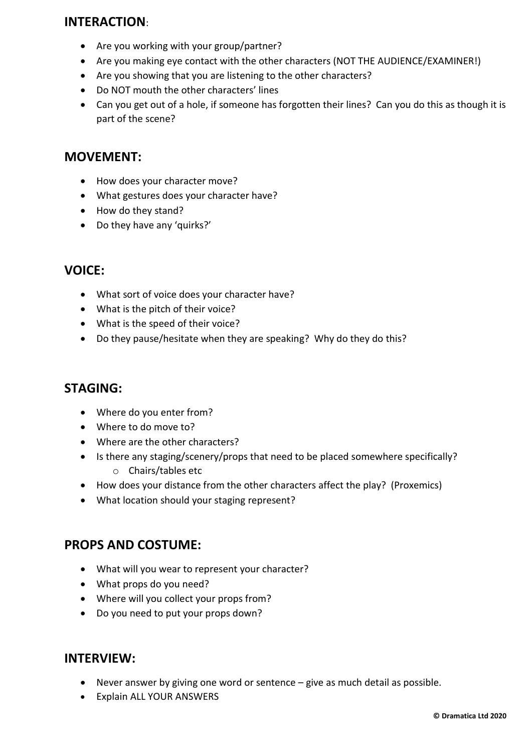## INTERACTION:

- Are you working with your group/partner?
- Are you making eye contact with the other characters (NOT THE AUDIENCE/EXAMINER!)
- Are you showing that you are listening to the other characters?
- Do NOT mouth the other characters' lines
- Can you get out of a hole, if someone has forgotten their lines? Can you do this as though it is part of the scene?

## MOVEMENT:

- How does your character move?
- What gestures does your character have?
- How do they stand?
- Do they have any 'quirks?'

## VOICE:

- What sort of voice does your character have?
- What is the pitch of their voice?
- What is the speed of their voice?
- Do they pause/hesitate when they are speaking? Why do they do this?

## STAGING:

- Where do you enter from?
- Where to do move to?
- Where are the other characters?
- Is there any staging/scenery/props that need to be placed somewhere specifically?
  - Chairs/tables etc
- How does your distance from the other characters affect the play? (Proxemics)
- What location should your staging represent?

## PROPS AND COSTUME:

- What will you wear to represent your character?
- What props do you need?
- Where will you collect your props from?
- Do you need to put your props down?

## INTERVIEW:

- Never answer by giving one word or sentence – give as much detail as possible.
- Explain ALL YOUR ANSWERS

© Dramatica Ltd 2020